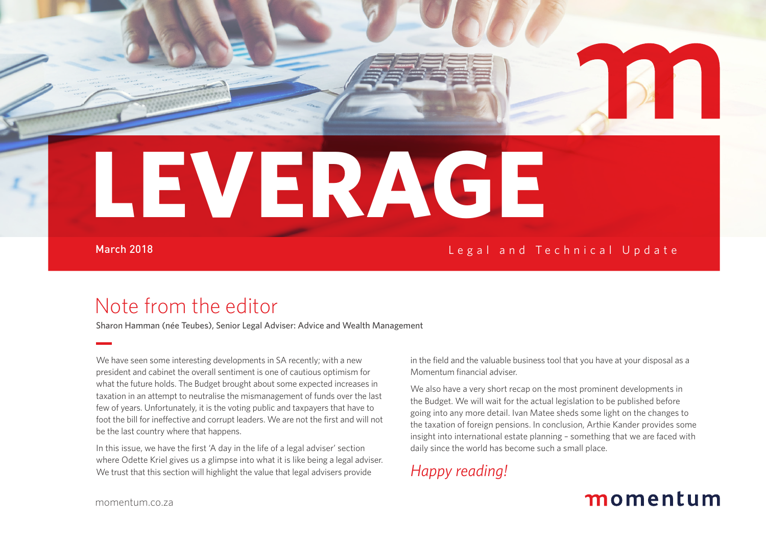# LEVERAGE

March 2018

Legal and Technical Update

## Note from the editor

Sharon Hamman (née Teubes), Senior Legal Adviser: Advice and Wealth Management

We have seen some interesting developments in SA recently; with a new president and cabinet the overall sentiment is one of cautious optimism for what the future holds. The Budget brought about some expected increases in taxation in an attempt to neutralise the mismanagement of funds over the last few of years. Unfortunately, it is the voting public and taxpayers that have to foot the bill for ineffective and corrupt leaders. We are not the first and will not be the last country where that happens.

In this issue, we have the first 'A day in the life of a legal adviser' section where Odette Kriel gives us a glimpse into what it is like being a legal adviser. We trust that this section will highlight the value that legal advisers provide in the field and the valuable business tool that you have at your disposal as a Momentum financial adviser.

We also have a very short recap on the most prominent developments in the Budget. We will wait for the actual legislation to be published before going into any more detail. Ivan Matee sheds some light on the changes to the taxation of foreign pensions. In conclusion, Arthie Kander provides some insight into international estate planning – something that we are faced with daily since the world has become such a small place.

*Happy reading!*

momentum.co.za

momentum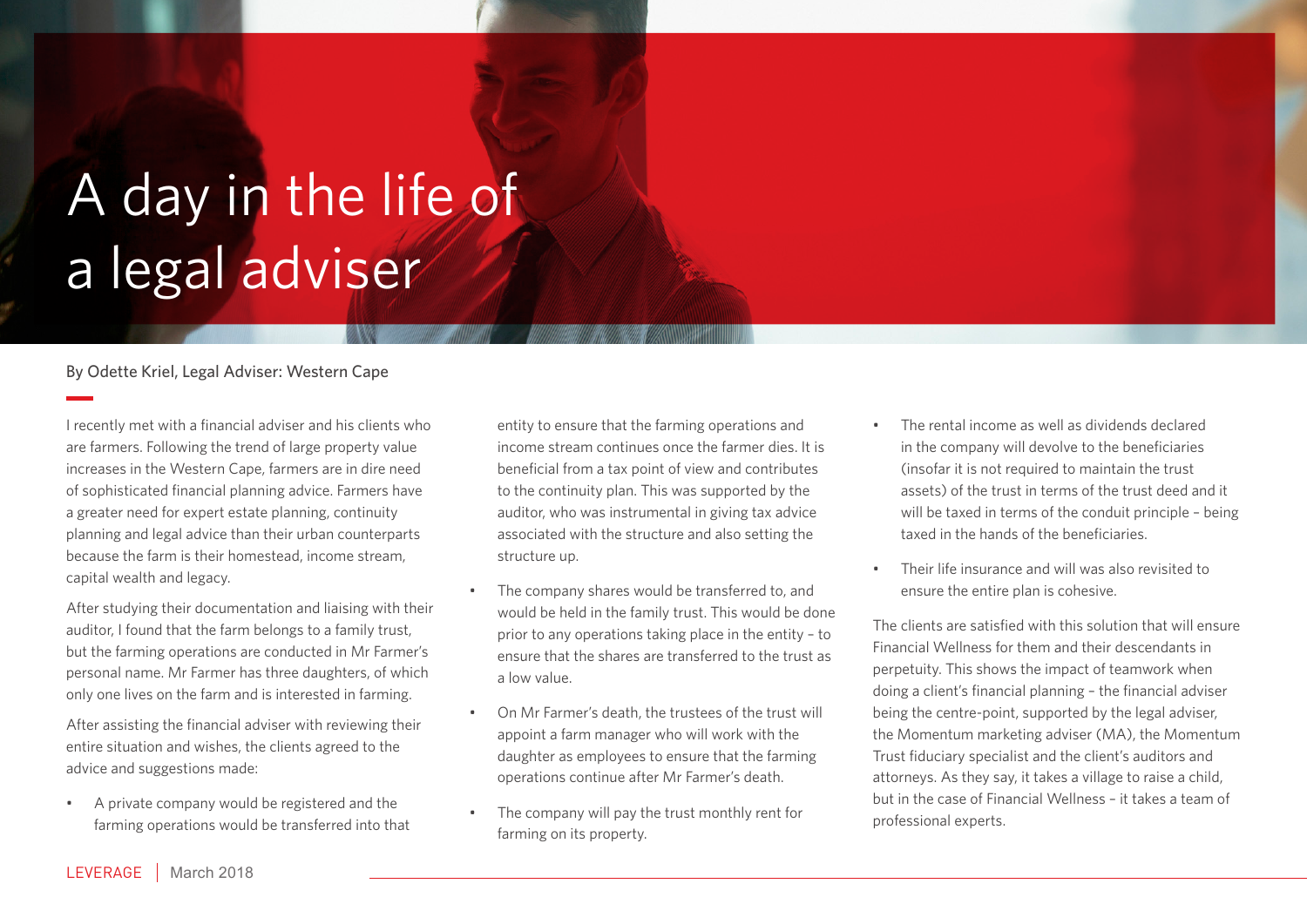# A day in the life of a legal adviser

By Odette Kriel, Legal Adviser: Western Cape

I recently met with a financial adviser and his clients who are farmers. Following the trend of large property value increases in the Western Cape, farmers are in dire need of sophisticated financial planning advice. Farmers have a greater need for expert estate planning, continuity planning and legal advice than their urban counterparts because the farm is their homestead, income stream, capital wealth and legacy.

After studying their documentation and liaising with their auditor, I found that the farm belongs to a family trust, but the farming operations are conducted in Mr Farmer's personal name. Mr Farmer has three daughters, of which only one lives on the farm and is interested in farming.

After assisting the financial adviser with reviewing their entire situation and wishes, the clients agreed to the advice and suggestions made:

- A private company would be registered and the farming operations would be transferred into that entity to ensure that the farming operations and income stream continues once the farmer dies. It is beneficial from a tax point of view and contributes to the continuity plan. This was supported by the auditor, who was instrumental in giving tax advice associated with the structure and also setting the structure up.
- The company shares would be transferred to, and would be held in the family trust. This would be done prior to any operations taking place in the entity – to ensure that the shares are transferred to the trust as a low value.
- On Mr Farmer's death, the trustees of the trust will appoint a farm manager who will work with the daughter as employees to ensure that the farming operations continue after Mr Farmer's death.
- The company will pay the trust monthly rent for farming on its property.
- The rental income as well as dividends declared in the company will devolve to the beneficiaries (insofar it is not required to maintain the trust assets) of the trust in terms of the trust deed and it will be taxed in terms of the conduit principle – being taxed in the hands of the beneficiaries.
- Their life insurance and will was also revisited to ensure the entire plan is cohesive.

The clients are satisfied with this solution that will ensure Financial Wellness for them and their descendants in perpetuity. This shows the impact of teamwork when doing a client's financial planning – the financial adviser being the centre-point, supported by the legal adviser, the Momentum marketing adviser (MA), the Momentum Trust fiduciary specialist and the client's auditors and attorneys. As they say, it takes a village to raise a child, but in the case of Financial Wellness – it takes a team of professional experts.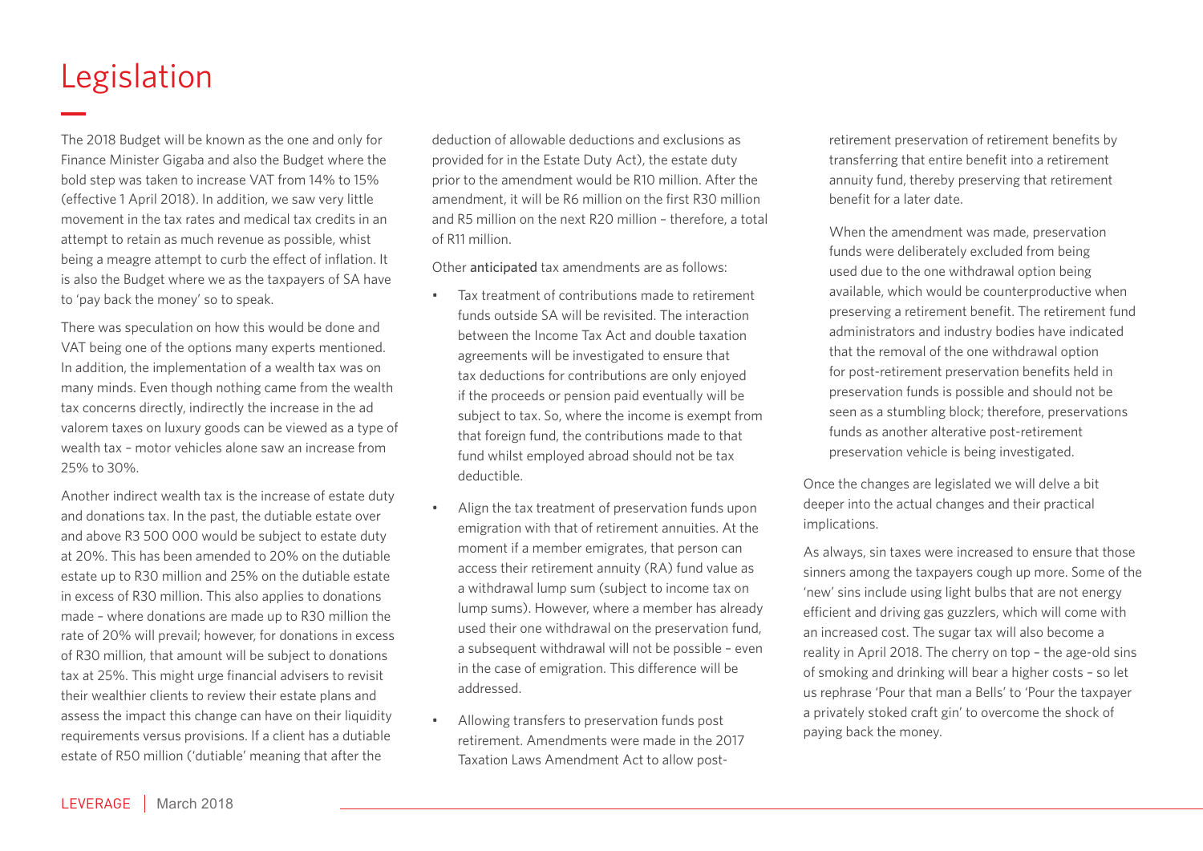# Legislation

The 2018 Budget will be known as the one and only for Finance Minister Gigaba and also the Budget where the bold step was taken to increase VAT from 14% to 15% (effective 1 April 2018). In addition, we saw very little movement in the tax rates and medical tax credits in an attempt to retain as much revenue as possible, whilst being a meagre attempt to curb the effect of inflation. It is also the Budget where we as the taxpayers of SA have to 'pay back the money' so to speak.

There was speculation on how this would be done and VAT being one of the options many experts mentioned. In addition, the implementation of a wealth tax was on many minds. Even though nothing came from the wealth tax concerns directly, indirectly the increase in the ad valorem taxes on luxury goods can be viewed as a type of wealth tax – motor vehicles alone saw an increase from 25% to 30%.

Another indirect wealth tax is the increase of estate duty and donations tax. In the past, the dutiable estate over and above R3 500 000 would be subject to estate duty at 20%. This has been amended to 20% on the dutiable estate up to R30 million and 25% on the dutiable estate in excess of R30 million. This also applies to donations made – where donations are made up to R30 million the rate of 20% will prevail; however, for donations in excess of R30 million, that amount will be subject to donations tax at 25%. This might urge financial advisers to revisit their wealthier clients to review their estate plans and assess the impact this change can have on their liquidity requirements versus provisions. If a client has a dutiable estate of R50 million ('dutiable' meaning that after the deduction of allowable deductions and exclusions as provided for in the Estate Duty Act), the estate duty prior to the amendment would be R10 million. After the amendment, it will be R6 million on the first R30 million and R5 million on the next R20 million – therefore, a total of R11 million.

Other anticipated tax amendments are as follows:

- Tax treatment of contributions made to retirement funds outside SA will be revisited. The interaction between the Income Tax Act and double taxation agreements will be investigated to ensure that tax deductions for contributions are only enjoyed if the proceeds or pension paid eventually will be subject to tax. So, where the income is exempt from that foreign fund, the contributions made to that fund whilst employed abroad should not be tax deductible.
- Align the tax treatment of preservation funds upon emigration with that of retirement annuities. At the moment if a member emigrates, that person can access their retirement annuity (RA) fund value as a withdrawal lump sum (subject to income tax on lump sums). However, where a member has already used their one withdrawal on the preservation fund, a subsequent withdrawal will not be possible – even in the case of emigration. This difference will be addressed.
- Allowing transfers to preservation funds post retirement. Amendments were made in the 2017 Taxation Laws Amendment Act to allow post-retirement preservation of retirement benefits by transferring that entire benefit into a retirement annuity fund, thereby preserving that retirement benefit for a later date.

  When the amendment was made, preservation funds were deliberately excluded from being used due to the one withdrawal option being available, which would be counterproductive when preserving a retirement benefit. The retirement fund administrators and industry bodies have indicated that the removal of the one withdrawal option for post-retirement preservation benefits held in preservation funds is possible and should not be seen as a stumbling block; therefore, preservations funds as another alterative post-retirement preservation vehicle is being investigated.

Once the changes are legislated we will delve a bit deeper into the actual changes and their practical implications.

As always, sin taxes were increased to ensure that those sinners among the taxpayers cough up more. Some of the 'new' sins include using light bulbs that are not energy efficient and driving gas guzzlers, which will come with an increased cost. The sugar tax will also become a reality in April 2018. The cherry on top – the age-old sins of smoking and drinking will bear a higher costs – so let us rephrase 'Pour that man a Bells' to 'Pour the taxpayer a privately stoked craft gin' to overcome the shock of paying back the money.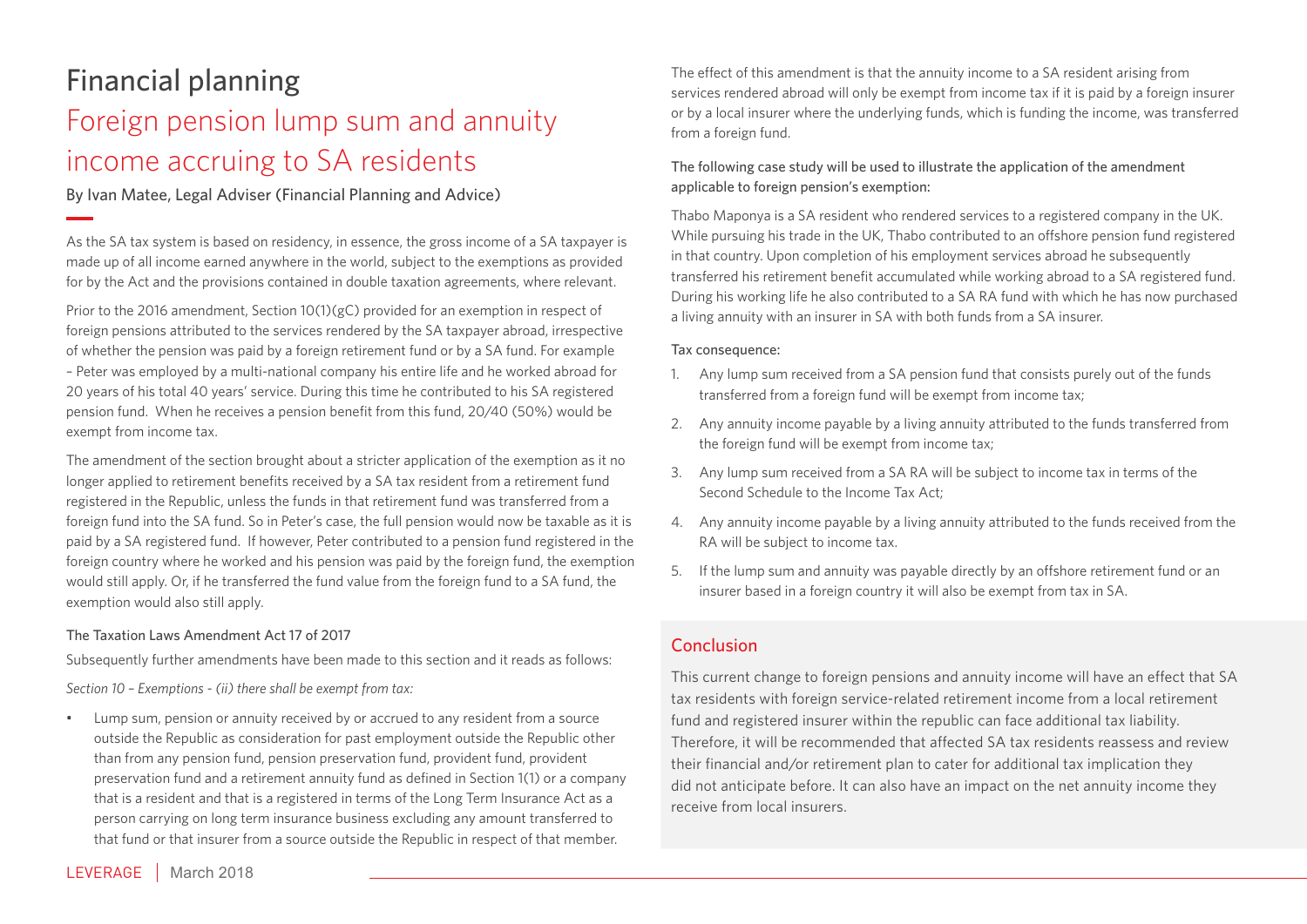# Financial planning

## Foreign pension lump sum and annuity income accruing to SA residents

By Ivan Matee, Legal Adviser (Financial Planning and Advice)

As the SA tax system is based on residency, in essence, the gross income of a SA taxpayer is made up of all income earned anywhere in the world, subject to the exemptions as provided for by the Act and the provisions contained in double taxation agreements, where relevant.

Prior to the 2016 amendment, Section 10(1)(gC) provided for an exemption in respect of foreign pensions attributed to the services rendered by the SA taxpayer abroad, irrespective of whether the pension was paid by a foreign retirement fund or by a SA fund. For example – Peter was employed by a multi-national company his entire life and he worked abroad for 20 years of his total 40 years' service. During this time he contributed to his SA registered pension fund. When he receives a pension benefit from this fund, 20/40 (50%) would be exempt from income tax.

The amendment of the section brought about a stricter application of the exemption as it no longer applied to retirement benefits received by a SA tax resident from a retirement fund registered in the Republic, unless the funds in that retirement fund was transferred from a foreign fund into the SA fund. So in Peter's case, the full pension would now be taxable as it is paid by a SA registered fund. If however, Peter contributed to a pension fund registered in the foreign country where he worked and his pension was paid by the foreign fund, the exemption would still apply. Or, if he transferred the fund value from the foreign fund to a SA fund, the exemption would also still apply.

### The Taxation Laws Amendment Act 17 of 2017

Subsequently further amendments have been made to this section and it reads as follows:

*Section 10 – Exemptions - (ii) there shall be exempt from tax:*

- Lump sum, pension or annuity received by or accrued to any resident from a source outside the Republic as consideration for past employment outside the Republic other than from any pension fund, pension preservation fund, provident fund, provident preservation fund and a retirement annuity fund as defined in Section 1(1) or a company that is a resident and that is a registered in terms of the Long Term Insurance Act as a person carrying on long term insurance business excluding any amount transferred to that fund or that insurer from a source outside the Republic in respect of that member.

The effect of this amendment is that the annuity income to a SA resident arising from services rendered abroad will only be exempt from income tax if it is paid by a foreign insurer or by a local insurer where the underlying funds, which is funding the income, was transferred from a foreign fund.

### The following case study will be used to illustrate the application of the amendment applicable to foreign pension's exemption:

Thabo Maponya is a SA resident who rendered services to a registered company in the UK. While pursuing his trade in the UK, Thabo contributed to an offshore pension fund registered in that country. Upon completion of his employment services abroad he subsequently transferred his retirement benefit accumulated while working abroad to a SA registered fund. During his working life he also contributed to a SA RA fund with which he has now purchased a living annuity with an insurer in SA with both funds from a SA insurer.

### Tax consequence:

1. Any lump sum received from a SA pension fund that consists purely out of the funds transferred from a foreign fund will be exempt from income tax;
2. Any annuity income payable by a living annuity attributed to the funds transferred from the foreign fund will be exempt from income tax;
3. Any lump sum received from a SA RA will be subject to income tax in terms of the Second Schedule to the Income Tax Act;
4. Any annuity income payable by a living annuity attributed to the funds received from the RA will be subject to income tax.
5. If the lump sum and annuity was payable directly by an offshore retirement fund or an insurer based in a foreign country it will also be exempt from tax in SA.

## Conclusion

This current change to foreign pensions and annuity income will have an effect that SA tax residents with foreign service-related retirement income from a local retirement fund and registered insurer within the republic can face additional tax liability. Therefore, it will be recommended that affected SA tax residents reassess and review their financial and/or retirement plan to cater for additional tax implication they did not anticipate before. It can also have an impact on the net annuity income they receive from local insurers.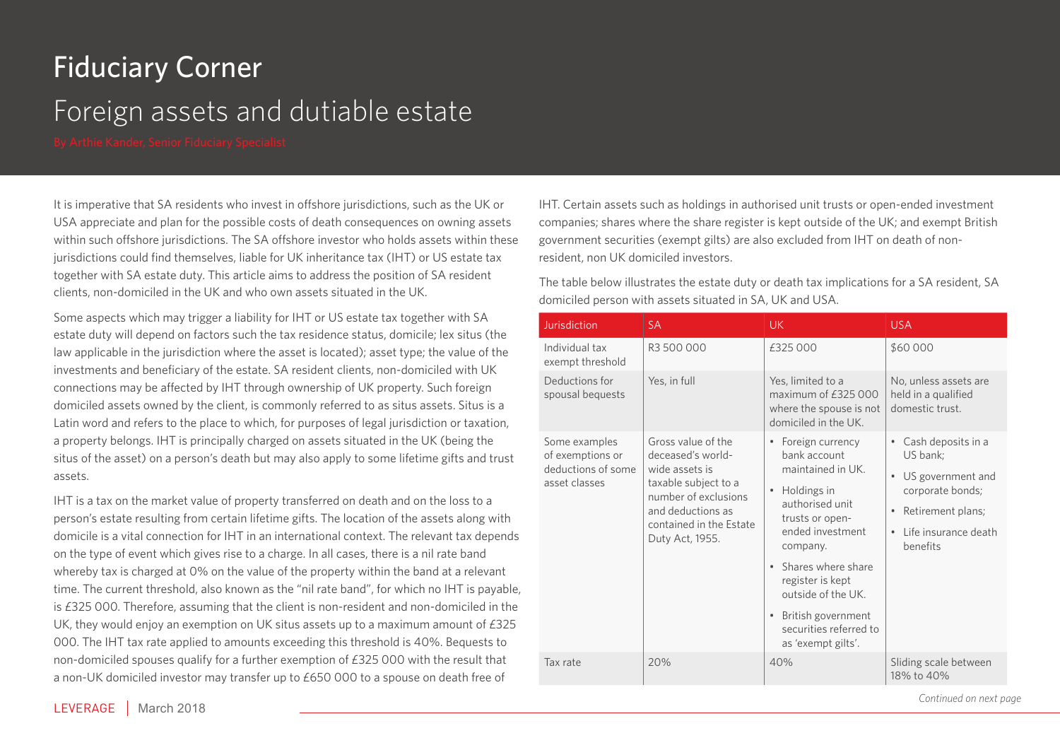# Fiduciary Corner

## Foreign assets and dutiable estate

By Arthie Kander, Senior Fiduciary Specialist

It is imperative that SA residents who invest in offshore jurisdictions, such as the UK or USA appreciate and plan for the possible costs of death consequences on owning assets within such offshore jurisdictions. The SA offshore investor who holds assets within these jurisdictions could find themselves, liable for UK inheritance tax (IHT) or US estate tax together with SA estate duty. This article aims to address the position of SA resident clients, non-domiciled in the UK and who own assets situated in the UK.

Some aspects which may trigger a liability for IHT or US estate tax together with SA estate duty will depend on factors such the tax residence status, domicile; lex situs (the law applicable in the jurisdiction where the asset is located); asset type; the value of the investments and beneficiary of the estate. SA resident clients, non-domiciled with UK connections may be affected by IHT through ownership of UK property. Such foreign domiciled assets owned by the client, is commonly referred to as situs assets. Situs is a Latin word and refers to the place to which, for purposes of legal jurisdiction or taxation, a property belongs. IHT is principally charged on assets situated in the UK (being the situs of the asset) on a person's death but may also apply to some lifetime gifts and trust assets.

IHT is a tax on the market value of property transferred on death and on the loss to a person's estate resulting from certain lifetime gifts. The location of the assets along with domicile is a vital connection for IHT in an international context. The relevant tax depends on the type of event which gives rise to a charge. In all cases, there is a nil rate band whereby tax is charged at 0% on the value of the property within the band at a relevant time. The current threshold, also known as the "nil rate band", for which no IHT is payable, is £325 000. Therefore, assuming that the client is non-resident and non-domiciled in the UK, they would enjoy an exemption on UK situs assets up to a maximum amount of £325 000. The IHT tax rate applied to amounts exceeding this threshold is 40%. Bequests to non-domiciled spouses qualify for a further exemption of £325 000 with the result that a non-UK domiciled investor may transfer up to £650 000 to a spouse on death free of IHT. Certain assets such as holdings in authorised unit trusts or open-ended investment companies; shares where the share register is kept outside of the UK; and exempt British government securities (exempt gilts) are also excluded from IHT on death of non-resident, non UK domiciled investors.

The table below illustrates the estate duty or death tax implications for a SA resident, SA domiciled person with assets situated in SA, UK and USA.

| Jurisdiction | SA | UK | USA |
|---|---|---|---|
| Individual tax exempt threshold | R3 500 000 | £325 000 | $60 000 |
| Deductions for spousal bequests | Yes, in full | Yes, limited to a maximum of £325 000 where the spouse is not domiciled in the UK. | No, unless assets are held in a qualified domestic trust. |
| Some examples of exemptions or deductions of some asset classes | Gross value of the deceased's world-wide assets is taxable subject to a number of exclusions and deductions as contained in the Estate Duty Act, 1955. | • Foreign currency bank account maintained in UK.<br>• Holdings in authorised unit trusts or open-ended investment company.<br>• Shares where share register is kept outside of the UK.<br>• British government securities referred to as 'exempt gilts'. | • Cash deposits in a US bank;<br>• US government and corporate bonds;<br>• Retirement plans;<br>• Life insurance death benefits |
| Tax rate | 20% | 40% | Sliding scale between 18% to 40% |

*Continued on next page*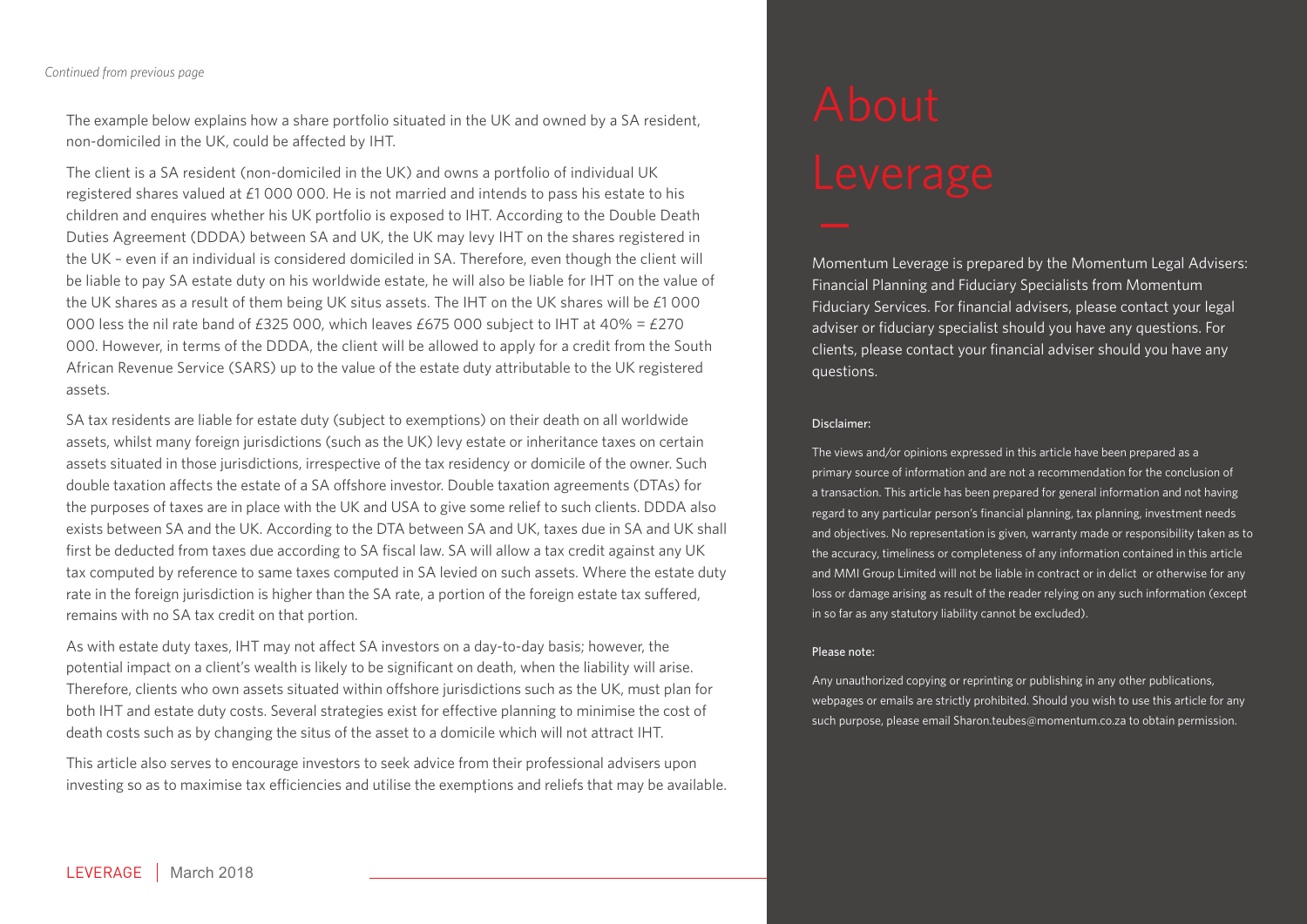*Continued from previous page*

The example below explains how a share portfolio situated in the UK and owned by a SA resident, non-domiciled in the UK, could be affected by IHT.

The client is a SA resident (non-domiciled in the UK) and owns a portfolio of individual UK registered shares valued at £1 000 000. He is not married and intends to pass his estate to his children and enquires whether his UK portfolio is exposed to IHT. According to the Double Death Duties Agreement (DDDA) between SA and UK, the UK may levy IHT on the shares registered in the UK – even if an individual is considered domiciled in SA. Therefore, even though the client will be liable to pay SA estate duty on his worldwide estate, he will also be liable for IHT on the value of the UK shares as a result of them being UK situs assets. The IHT on the UK shares will be £1 000 000 less the nil rate band of £325 000, which leaves £675 000 subject to IHT at 40% = £270 000. However, in terms of the DDDA, the client will be allowed to apply for a credit from the South African Revenue Service (SARS) up to the value of the estate duty attributable to the UK registered assets.

SA tax residents are liable for estate duty (subject to exemptions) on their death on all worldwide assets, whilst many foreign jurisdictions (such as the UK) levy estate or inheritance taxes on certain assets situated in those jurisdictions, irrespective of the tax residency or domicile of the owner. Such double taxation affects the estate of a SA offshore investor. Double taxation agreements (DTAs) for the purposes of taxes are in place with the UK and USA to give some relief to such clients. DDDA also exists between SA and the UK. According to the DTA between SA and UK, taxes due in SA and UK shall first be deducted from taxes due according to SA fiscal law. SA will allow a tax credit against any UK tax computed by reference to same taxes computed in SA levied on such assets. Where the estate duty rate in the foreign jurisdiction is higher than the SA rate, a portion of the foreign estate tax suffered, remains with no SA tax credit on that portion.

As with estate duty taxes, IHT may not affect SA investors on a day-to-day basis; however, the potential impact on a client's wealth is likely to be significant on death, when the liability will arise. Therefore, clients who own assets situated within offshore jurisdictions such as the UK, must plan for both IHT and estate duty costs. Several strategies exist for effective planning to minimise the cost of death costs such as by changing the situs of the asset to a domicile which will not attract IHT.

This article also serves to encourage investors to seek advice from their professional advisers upon investing so as to maximise tax efficiencies and utilise the exemptions and reliefs that may be available.

# About Leverage

Momentum Leverage is prepared by the Momentum Legal Advisers: Financial Planning and Fiduciary Specialists from Momentum Fiduciary Services. For financial advisers, please contact your legal adviser or fiduciary specialist should you have any questions. For clients, please contact your financial adviser should you have any questions.

**Disclaimer:**

The views and/or opinions expressed in this article have been prepared as a primary source of information and are not a recommendation for the conclusion of a transaction. This article has been prepared for general information and not having regard to any particular person's financial planning, tax planning, investment needs and objectives. No representation is given, warranty made or responsibility taken as to the accuracy, timeliness or completeness of any information contained in this article and MMI Group Limited will not be liable in contract or in delict or otherwise for any loss or damage arising as result of the reader relying on any such information (except in so far as any statutory liability cannot be excluded).

**Please note:**

Any unauthorized copying or reprinting or publishing in any other publications, webpages or emails are strictly prohibited. Should you wish to use this article for any such purpose, please email Sharon.teubes@momentum.co.za to obtain permission.